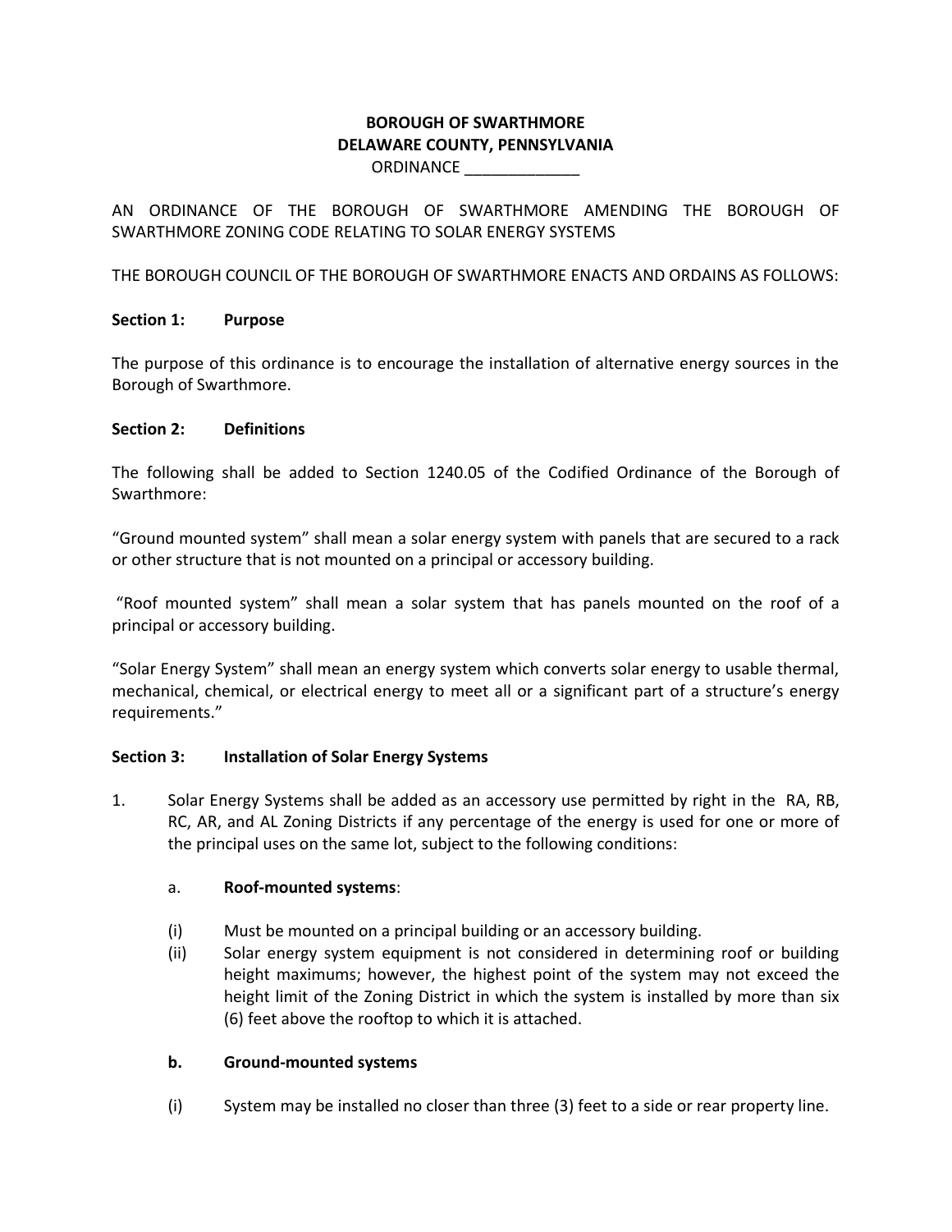**BOROUGH OF SWARTHMORE**
**DELAWARE COUNTY, PENNSYLVANIA**
ORDINANCE _____________

AN ORDINANCE OF THE BOROUGH OF SWARTHMORE AMENDING THE BOROUGH OF SWARTHMORE ZONING CODE RELATING TO SOLAR ENERGY SYSTEMS

THE BOROUGH COUNCIL OF THE BOROUGH OF SWARTHMORE ENACTS AND ORDAINS AS FOLLOWS:

**Section 1: Purpose**

The purpose of this ordinance is to encourage the installation of alternative energy sources in the Borough of Swarthmore.

**Section 2: Definitions**

The following shall be added to Section 1240.05 of the Codified Ordinance of the Borough of Swarthmore:

"Ground mounted system" shall mean a solar energy system with panels that are secured to a rack or other structure that is not mounted on a principal or accessory building.

"Roof mounted system" shall mean a solar system that has panels mounted on the roof of a principal or accessory building.

"Solar Energy System" shall mean an energy system which converts solar energy to usable thermal, mechanical, chemical, or electrical energy to meet all or a significant part of a structure's energy requirements."

**Section 3: Installation of Solar Energy Systems**

1. Solar Energy Systems shall be added as an accessory use permitted by right in the RA, RB, RC, AR, and AL Zoning Districts if any percentage of the energy is used for one or more of the principal uses on the same lot, subject to the following conditions:

   a. **Roof-mounted systems**:

   (i) Must be mounted on a principal building or an accessory building.

   (ii) Solar energy system equipment is not considered in determining roof or building height maximums; however, the highest point of the system may not exceed the height limit of the Zoning District in which the system is installed by more than six (6) feet above the rooftop to which it is attached.

   **b. Ground-mounted systems**

   (i) System may be installed no closer than three (3) feet to a side or rear property line.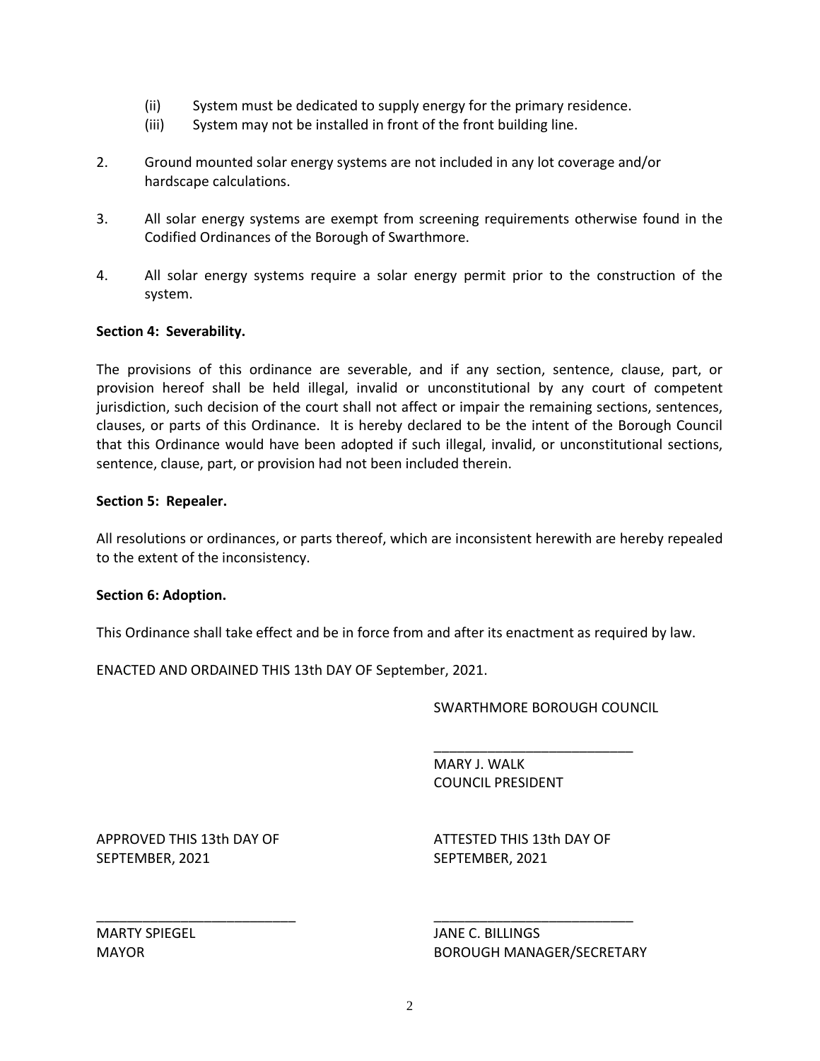(ii) System must be dedicated to supply energy for the primary residence.

(iii) System may not be installed in front of the front building line.

2. Ground mounted solar energy systems are not included in any lot coverage and/or hardscape calculations.

3. All solar energy systems are exempt from screening requirements otherwise found in the Codified Ordinances of the Borough of Swarthmore.

4. All solar energy systems require a solar energy permit prior to the construction of the system.

**Section 4: Severability.**

The provisions of this ordinance are severable, and if any section, sentence, clause, part, or provision hereof shall be held illegal, invalid or unconstitutional by any court of competent jurisdiction, such decision of the court shall not affect or impair the remaining sections, sentences, clauses, or parts of this Ordinance. It is hereby declared to be the intent of the Borough Council that this Ordinance would have been adopted if such illegal, invalid, or unconstitutional sections, sentence, clause, part, or provision had not been included therein.

**Section 5: Repealer.**

All resolutions or ordinances, or parts thereof, which are inconsistent herewith are hereby repealed to the extent of the inconsistency.

**Section 6: Adoption.**

This Ordinance shall take effect and be in force from and after its enactment as required by law.

ENACTED AND ORDAINED THIS 13th DAY OF September, 2021.

SWARTHMORE BOROUGH COUNCIL

___________________________

MARY J. WALK
COUNCIL PRESIDENT

APPROVED THIS 13th DAY OF SEPTEMBER, 2021

___________________________

MARTY SPIEGEL
MAYOR

ATTESTED THIS 13th DAY OF SEPTEMBER, 2021

___________________________

JANE C. BILLINGS
BOROUGH MANAGER/SECRETARY